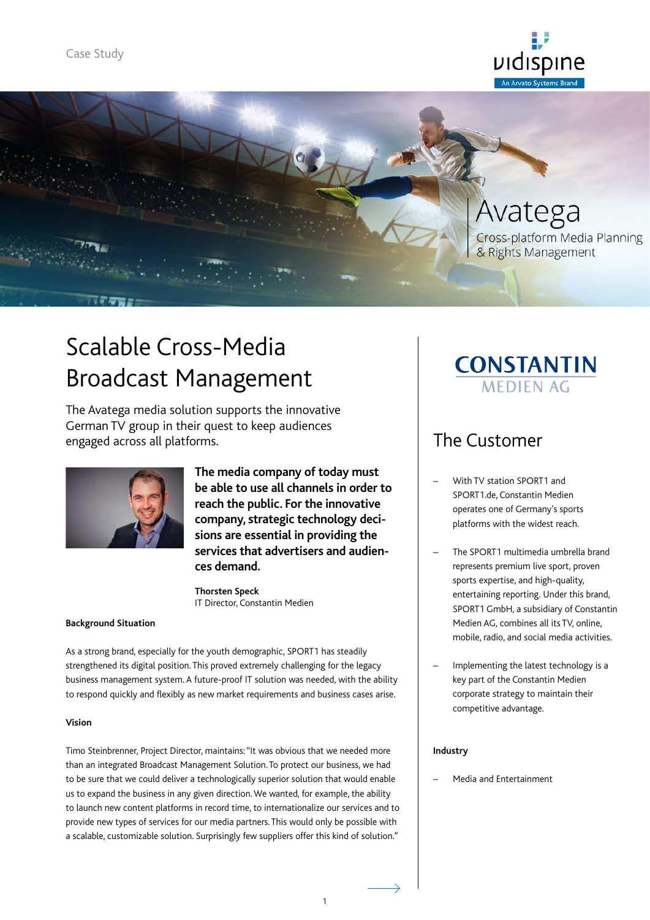Case Study

vidispine
An Arvato Systems Brand

# Avatega

Cross-platform Media Planning & Rights Management

# Scalable Cross-Media Broadcast Management

The Avatega media solution supports the innovative German TV group in their quest to keep audiences engaged across all platforms.

**The media company of today must be able to use all channels in order to reach the public. For the innovative company, strategic technology decisions are essential in providing the services that advertisers and audiences demand.**

**Thorsten Speck**
IT Director, Constantin Medien

**Background Situation**

As a strong brand, especially for the youth demographic, SPORT1 has steadily strengthened its digital position. This proved extremely challenging for the legacy business management system. A future-proof IT solution was needed, with the ability to respond quickly and flexibly as new market requirements and business cases arise.

**Vision**

Timo Steinbrenner, Project Director, maintains: "It was obvious that we needed more than an integrated Broadcast Management Solution. To protect our business, we had to be sure that we could deliver a technologically superior solution that would enable us to expand the business in any given direction. We wanted, for example, the ability to launch new content platforms in record time, to internationalize our services and to provide new types of services for our media partners. This would only be possible with a scalable, customizable solution. Surprisingly few suppliers offer this kind of solution."

CONSTANTIN MEDIEN AG

## The Customer

- With TV station SPORT1 and SPORT1.de, Constantin Medien operates one of Germany's sports platforms with the widest reach.
- The SPORT1 multimedia umbrella brand represents premium live sport, proven sports expertise, and high-quality, entertaining reporting. Under this brand, SPORT1 GmbH, a subsidiary of Constantin Medien AG, combines all its TV, online, mobile, radio, and social media activities.
- Implementing the latest technology is a key part of the Constantin Medien corporate strategy to maintain their competitive advantage.

**Industry**

- Media and Entertainment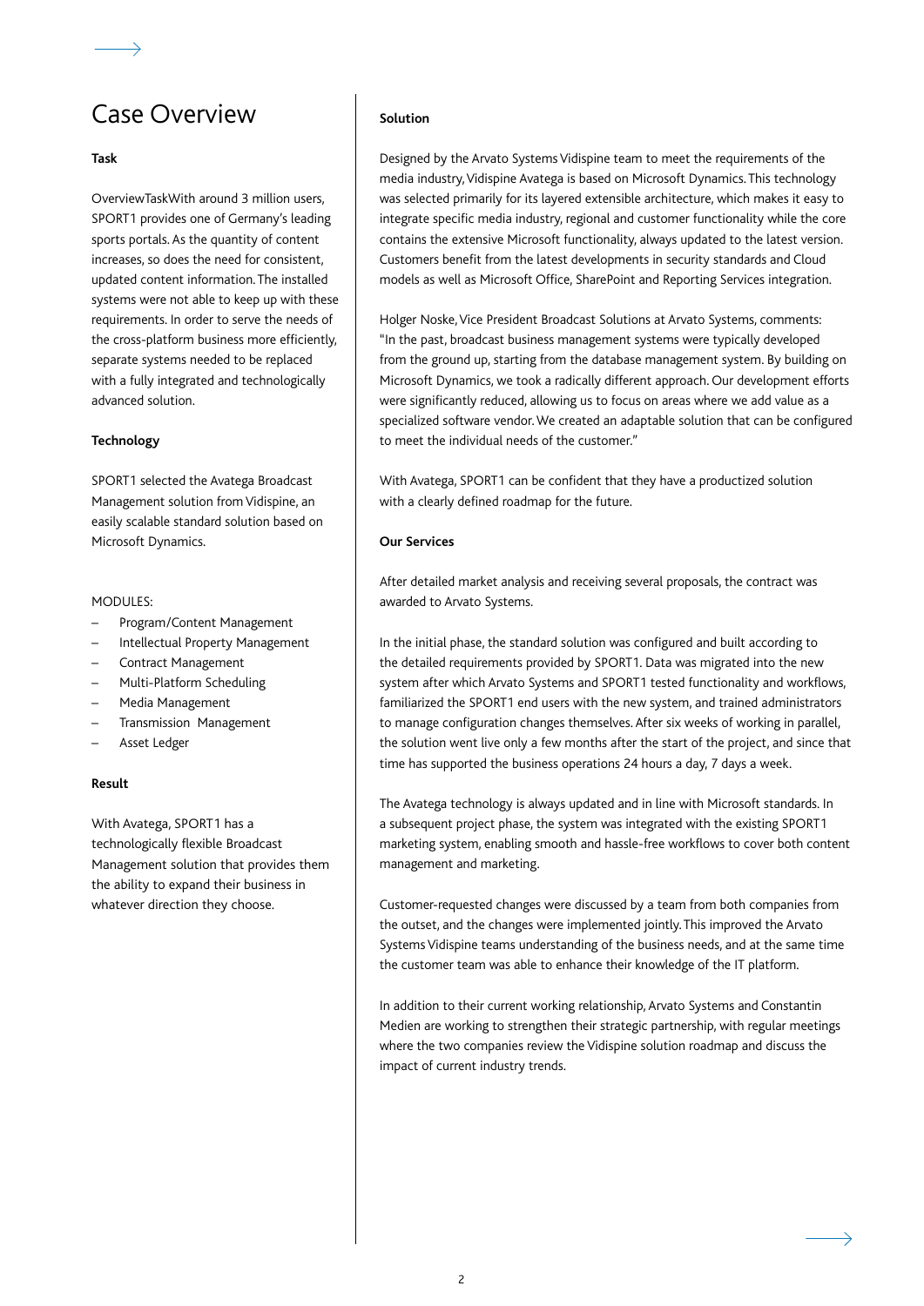# Case Overview

**Task**

OverviewTaskWith around 3 million users, SPORT1 provides one of Germany's leading sports portals. As the quantity of content increases, so does the need for consistent, updated content information. The installed systems were not able to keep up with these requirements. In order to serve the needs of the cross-platform business more efficiently, separate systems needed to be replaced with a fully integrated and technologically advanced solution.

**Technology**

SPORT1 selected the Avatega Broadcast Management solution from Vidispine, an easily scalable standard solution based on Microsoft Dynamics.

MODULES:

- Program/Content Management
- Intellectual Property Management
- Contract Management
- Multi-Platform Scheduling
- Media Management
- Transmission Management
- Asset Ledger

**Result**

With Avatega, SPORT1 has a technologically flexible Broadcast Management solution that provides them the ability to expand their business in whatever direction they choose.

**Solution**

Designed by the Arvato Systems Vidispine team to meet the requirements of the media industry, Vidispine Avatega is based on Microsoft Dynamics. This technology was selected primarily for its layered extensible architecture, which makes it easy to integrate specific media industry, regional and customer functionality while the core contains the extensive Microsoft functionality, always updated to the latest version. Customers benefit from the latest developments in security standards and Cloud models as well as Microsoft Office, SharePoint and Reporting Services integration.

Holger Noske, Vice President Broadcast Solutions at Arvato Systems, comments: "In the past, broadcast business management systems were typically developed from the ground up, starting from the database management system. By building on Microsoft Dynamics, we took a radically different approach. Our development efforts were significantly reduced, allowing us to focus on areas where we add value as a specialized software vendor. We created an adaptable solution that can be configured to meet the individual needs of the customer."

With Avatega, SPORT1 can be confident that they have a productized solution with a clearly defined roadmap for the future.

**Our Services**

After detailed market analysis and receiving several proposals, the contract was awarded to Arvato Systems.

In the initial phase, the standard solution was configured and built according to the detailed requirements provided by SPORT1. Data was migrated into the new system after which Arvato Systems and SPORT1 tested functionality and workflows, familiarized the SPORT1 end users with the new system, and trained administrators to manage configuration changes themselves. After six weeks of working in parallel, the solution went live only a few months after the start of the project, and since that time has supported the business operations 24 hours a day, 7 days a week.

The Avatega technology is always updated and in line with Microsoft standards. In a subsequent project phase, the system was integrated with the existing SPORT1 marketing system, enabling smooth and hassle-free workflows to cover both content management and marketing.

Customer-requested changes were discussed by a team from both companies from the outset, and the changes were implemented jointly. This improved the Arvato Systems Vidispine teams understanding of the business needs, and at the same time the customer team was able to enhance their knowledge of the IT platform.

In addition to their current working relationship, Arvato Systems and Constantin Medien are working to strengthen their strategic partnership, with regular meetings where the two companies review the Vidispine solution roadmap and discuss the impact of current industry trends.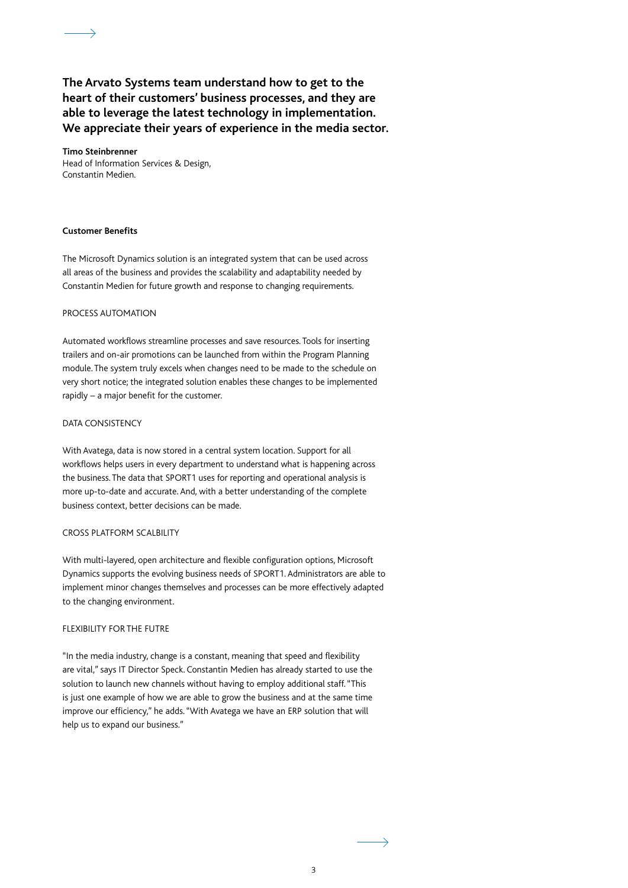**The Arvato Systems team understand how to get to the heart of their customers' business processes, and they are able to leverage the latest technology in implementation. We appreciate their years of experience in the media sector.**

**Timo Steinbrenner**
Head of Information Services & Design,
Constantin Medien.

**Customer Benefits**

The Microsoft Dynamics solution is an integrated system that can be used across all areas of the business and provides the scalability and adaptability needed by Constantin Medien for future growth and response to changing requirements.

PROCESS AUTOMATION

Automated workflows streamline processes and save resources. Tools for inserting trailers and on-air promotions can be launched from within the Program Planning module. The system truly excels when changes need to be made to the schedule on very short notice; the integrated solution enables these changes to be implemented rapidly – a major benefit for the customer.

DATA CONSISTENCY

With Avatega, data is now stored in a central system location. Support for all workflows helps users in every department to understand what is happening across the business. The data that SPORT1 uses for reporting and operational analysis is more up-to-date and accurate. And, with a better understanding of the complete business context, better decisions can be made.

CROSS PLATFORM SCALBILITY

With multi-layered, open architecture and flexible configuration options, Microsoft Dynamics supports the evolving business needs of SPORT1. Administrators are able to implement minor changes themselves and processes can be more effectively adapted to the changing environment.

FLEXIBILITY FOR THE FUTRE

"In the media industry, change is a constant, meaning that speed and flexibility are vital," says IT Director Speck. Constantin Medien has already started to use the solution to launch new channels without having to employ additional staff. "This is just one example of how we are able to grow the business and at the same time improve our efficiency," he adds. "With Avatega we have an ERP solution that will help us to expand our business."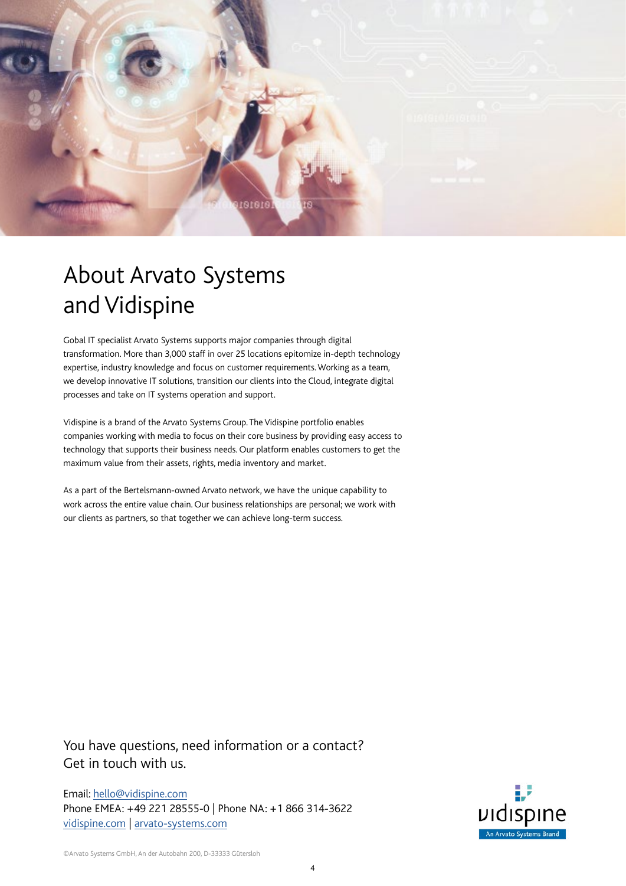# About Arvato Systems and Vidispine

Gobal IT specialist Arvato Systems supports major companies through digital transformation. More than 3,000 staff in over 25 locations epitomize in-depth technology expertise, industry knowledge and focus on customer requirements. Working as a team, we develop innovative IT solutions, transition our clients into the Cloud, integrate digital processes and take on IT systems operation and support.

Vidispine is a brand of the Arvato Systems Group. The Vidispine portfolio enables companies working with media to focus on their core business by providing easy access to technology that supports their business needs. Our platform enables customers to get the maximum value from their assets, rights, media inventory and market.

As a part of the Bertelsmann-owned Arvato network, we have the unique capability to work across the entire value chain. Our business relationships are personal; we work with our clients as partners, so that together we can achieve long-term success.

## You have questions, need information or a contact? Get in touch with us.

Email: hello@vidispine.com
Phone EMEA: +49 221 28555-0 | Phone NA: +1 866 314-3622
vidispine.com | arvato-systems.com

vidispine
An Arvato Systems Brand

©Arvato Systems GmbH, An der Autobahn 200, D-33333 Gütersloh